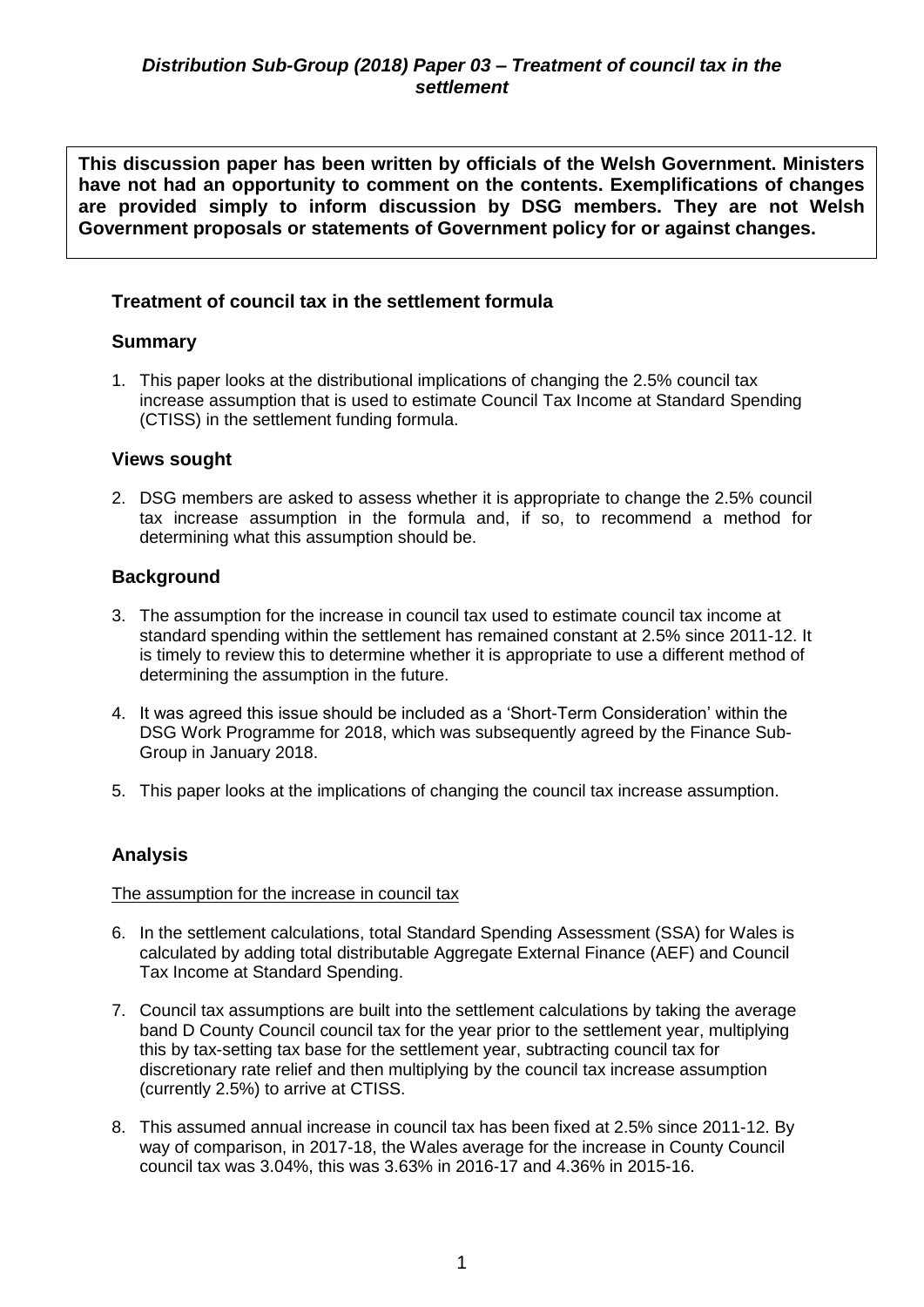***Distribution Sub-Group (2018) Paper 03 – Treatment of council tax in the settlement***

**This discussion paper has been written by officials of the Welsh Government. Ministers have not had an opportunity to comment on the contents. Exemplifications of changes are provided simply to inform discussion by DSG members. They are not Welsh Government proposals or statements of Government policy for or against changes.**

## Treatment of council tax in the settlement formula

## Summary

1. This paper looks at the distributional implications of changing the 2.5% council tax increase assumption that is used to estimate Council Tax Income at Standard Spending (CTISS) in the settlement funding formula.

## Views sought

2. DSG members are asked to assess whether it is appropriate to change the 2.5% council tax increase assumption in the formula and, if so, to recommend a method for determining what this assumption should be.

## Background

3. The assumption for the increase in council tax used to estimate council tax income at standard spending within the settlement has remained constant at 2.5% since 2011-12. It is timely to review this to determine whether it is appropriate to use a different method of determining the assumption in the future.
4. It was agreed this issue should be included as a 'Short-Term Consideration' within the DSG Work Programme for 2018, which was subsequently agreed by the Finance Sub-Group in January 2018.
5. This paper looks at the implications of changing the council tax increase assumption.

## Analysis

<u>The assumption for the increase in council tax</u>

6. In the settlement calculations, total Standard Spending Assessment (SSA) for Wales is calculated by adding total distributable Aggregate External Finance (AEF) and Council Tax Income at Standard Spending.
7. Council tax assumptions are built into the settlement calculations by taking the average band D County Council council tax for the year prior to the settlement year, multiplying this by tax-setting tax base for the settlement year, subtracting council tax for discretionary rate relief and then multiplying by the council tax increase assumption (currently 2.5%) to arrive at CTISS.
8. This assumed annual increase in council tax has been fixed at 2.5% since 2011-12. By way of comparison, in 2017-18, the Wales average for the increase in County Council council tax was 3.04%, this was 3.63% in 2016-17 and 4.36% in 2015-16.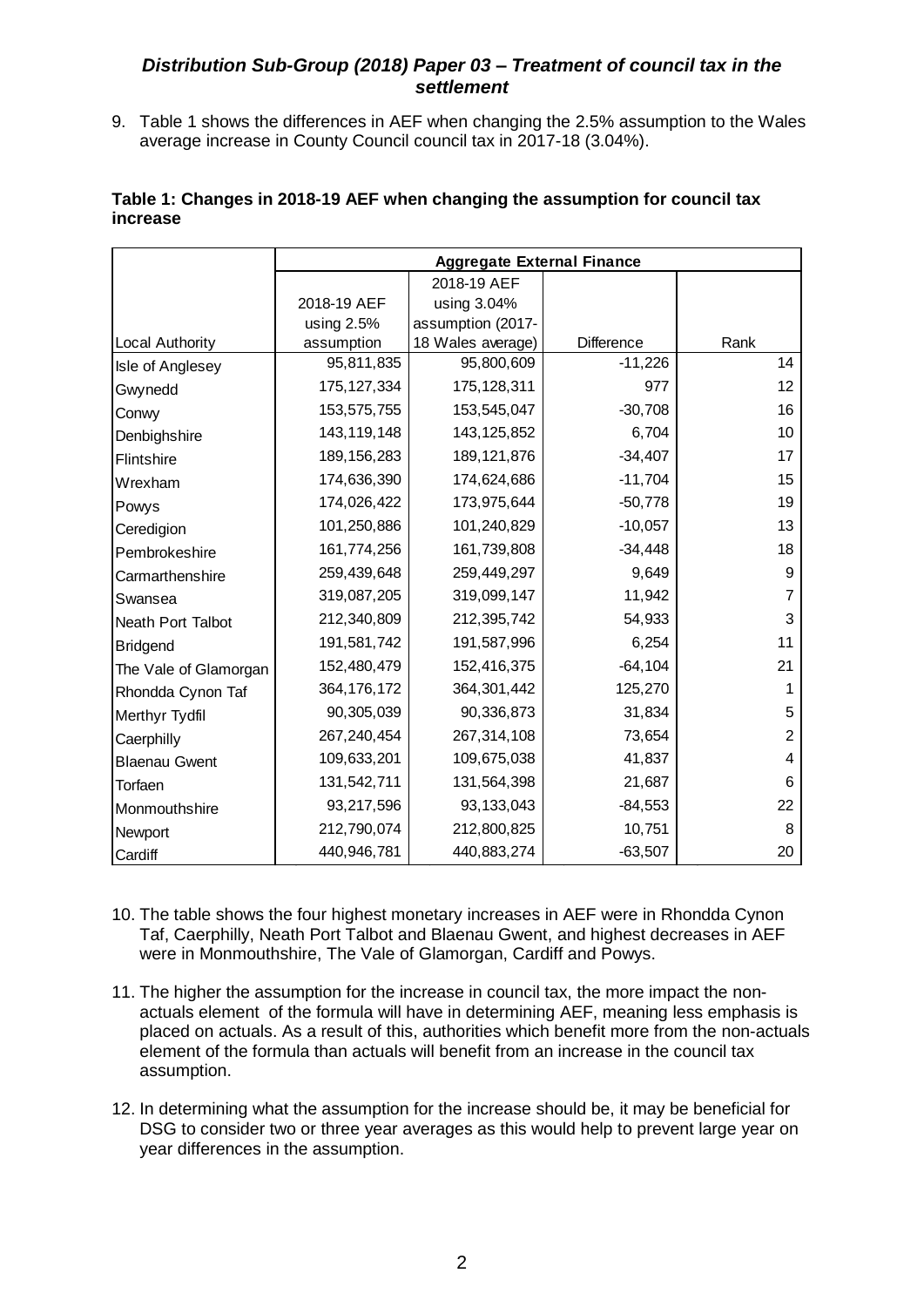*Distribution Sub-Group (2018) Paper 03 – Treatment of council tax in the settlement*

9. Table 1 shows the differences in AEF when changing the 2.5% assumption to the Wales average increase in County Council council tax in 2017-18 (3.04%).

**Table 1: Changes in 2018-19 AEF when changing the assumption for council tax increase**

| | Aggregate External Finance | | | |
|---|---|---|---|---|
| Local Authority | 2018-19 AEF using 2.5% assumption | 2018-19 AEF using 3.04% assumption (2017-18 Wales average) | Difference | Rank |
| Isle of Anglesey | 95,811,835 | 95,800,609 | -11,226 | 14 |
| Gwynedd | 175,127,334 | 175,128,311 | 977 | 12 |
| Conwy | 153,575,755 | 153,545,047 | -30,708 | 16 |
| Denbighshire | 143,119,148 | 143,125,852 | 6,704 | 10 |
| Flintshire | 189,156,283 | 189,121,876 | -34,407 | 17 |
| Wrexham | 174,636,390 | 174,624,686 | -11,704 | 15 |
| Powys | 174,026,422 | 173,975,644 | -50,778 | 19 |
| Ceredigion | 101,250,886 | 101,240,829 | -10,057 | 13 |
| Pembrokeshire | 161,774,256 | 161,739,808 | -34,448 | 18 |
| Carmarthenshire | 259,439,648 | 259,449,297 | 9,649 | 9 |
| Swansea | 319,087,205 | 319,099,147 | 11,942 | 7 |
| Neath Port Talbot | 212,340,809 | 212,395,742 | 54,933 | 3 |
| Bridgend | 191,581,742 | 191,587,996 | 6,254 | 11 |
| The Vale of Glamorgan | 152,480,479 | 152,416,375 | -64,104 | 21 |
| Rhondda Cynon Taf | 364,176,172 | 364,301,442 | 125,270 | 1 |
| Merthyr Tydfil | 90,305,039 | 90,336,873 | 31,834 | 5 |
| Caerphilly | 267,240,454 | 267,314,108 | 73,654 | 2 |
| Blaenau Gwent | 109,633,201 | 109,675,038 | 41,837 | 4 |
| Torfaen | 131,542,711 | 131,564,398 | 21,687 | 6 |
| Monmouthshire | 93,217,596 | 93,133,043 | -84,553 | 22 |
| Newport | 212,790,074 | 212,800,825 | 10,751 | 8 |
| Cardiff | 440,946,781 | 440,883,274 | -63,507 | 20 |

10. The table shows the four highest monetary increases in AEF were in Rhondda Cynon Taf, Caerphilly, Neath Port Talbot and Blaenau Gwent, and highest decreases in AEF were in Monmouthshire, The Vale of Glamorgan, Cardiff and Powys.

11. The higher the assumption for the increase in council tax, the more impact the non-actuals element of the formula will have in determining AEF, meaning less emphasis is placed on actuals. As a result of this, authorities which benefit more from the non-actuals element of the formula than actuals will benefit from an increase in the council tax assumption.

12. In determining what the assumption for the increase should be, it may be beneficial for DSG to consider two or three year averages as this would help to prevent large year on year differences in the assumption.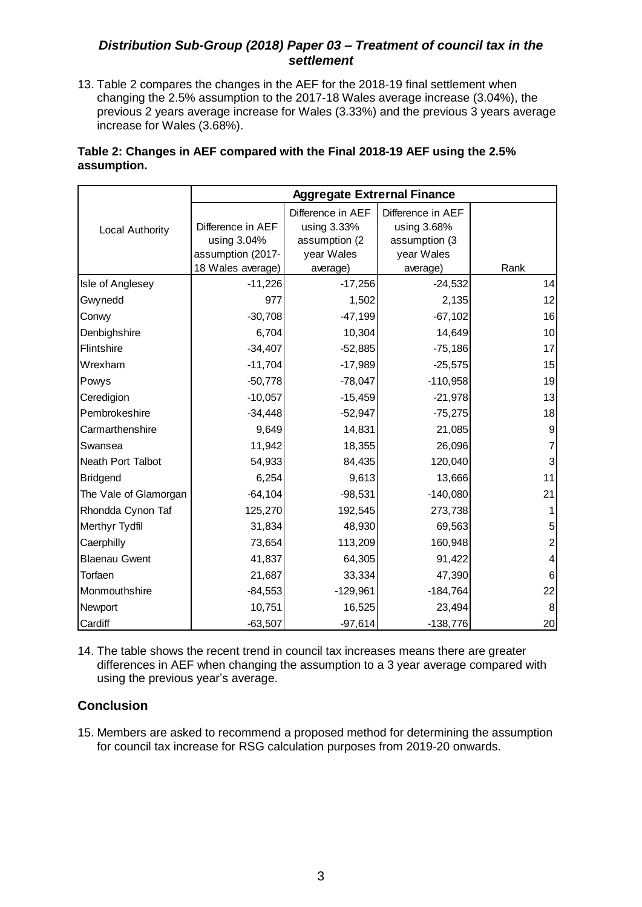13. Table 2 compares the changes in the AEF for the 2018-19 final settlement when changing the 2.5% assumption to the 2017-18 Wales average increase (3.04%), the previous 2 years average increase for Wales (3.33%) and the previous 3 years average increase for Wales (3.68%).

**Table 2: Changes in AEF compared with the Final 2018-19 AEF using the 2.5% assumption.**

| Local Authority | Aggregate Extrernal Finance | | | |
|---|---|---|---|---|
| | Difference in AEF using 3.04% assumption (2017-18 Wales average) | Difference in AEF using 3.33% assumption (2 year Wales average) | Difference in AEF using 3.68% assumption (3 year Wales average) | Rank |
| Isle of Anglesey | -11,226 | -17,256 | -24,532 | 14 |
| Gwynedd | 977 | 1,502 | 2,135 | 12 |
| Conwy | -30,708 | -47,199 | -67,102 | 16 |
| Denbighshire | 6,704 | 10,304 | 14,649 | 10 |
| Flintshire | -34,407 | -52,885 | -75,186 | 17 |
| Wrexham | -11,704 | -17,989 | -25,575 | 15 |
| Powys | -50,778 | -78,047 | -110,958 | 19 |
| Ceredigion | -10,057 | -15,459 | -21,978 | 13 |
| Pembrokeshire | -34,448 | -52,947 | -75,275 | 18 |
| Carmarthenshire | 9,649 | 14,831 | 21,085 | 9 |
| Swansea | 11,942 | 18,355 | 26,096 | 7 |
| Neath Port Talbot | 54,933 | 84,435 | 120,040 | 3 |
| Bridgend | 6,254 | 9,613 | 13,666 | 11 |
| The Vale of Glamorgan | -64,104 | -98,531 | -140,080 | 21 |
| Rhondda Cynon Taf | 125,270 | 192,545 | 273,738 | 1 |
| Merthyr Tydfil | 31,834 | 48,930 | 69,563 | 5 |
| Caerphilly | 73,654 | 113,209 | 160,948 | 2 |
| Blaenau Gwent | 41,837 | 64,305 | 91,422 | 4 |
| Torfaen | 21,687 | 33,334 | 47,390 | 6 |
| Monmouthshire | -84,553 | -129,961 | -184,764 | 22 |
| Newport | 10,751 | 16,525 | 23,494 | 8 |
| Cardiff | -63,507 | -97,614 | -138,776 | 20 |

14. The table shows the recent trend in council tax increases means there are greater differences in AEF when changing the assumption to a 3 year average compared with using the previous year's average.

## Conclusion

15. Members are asked to recommend a proposed method for determining the assumption for council tax increase for RSG calculation purposes from 2019-20 onwards.